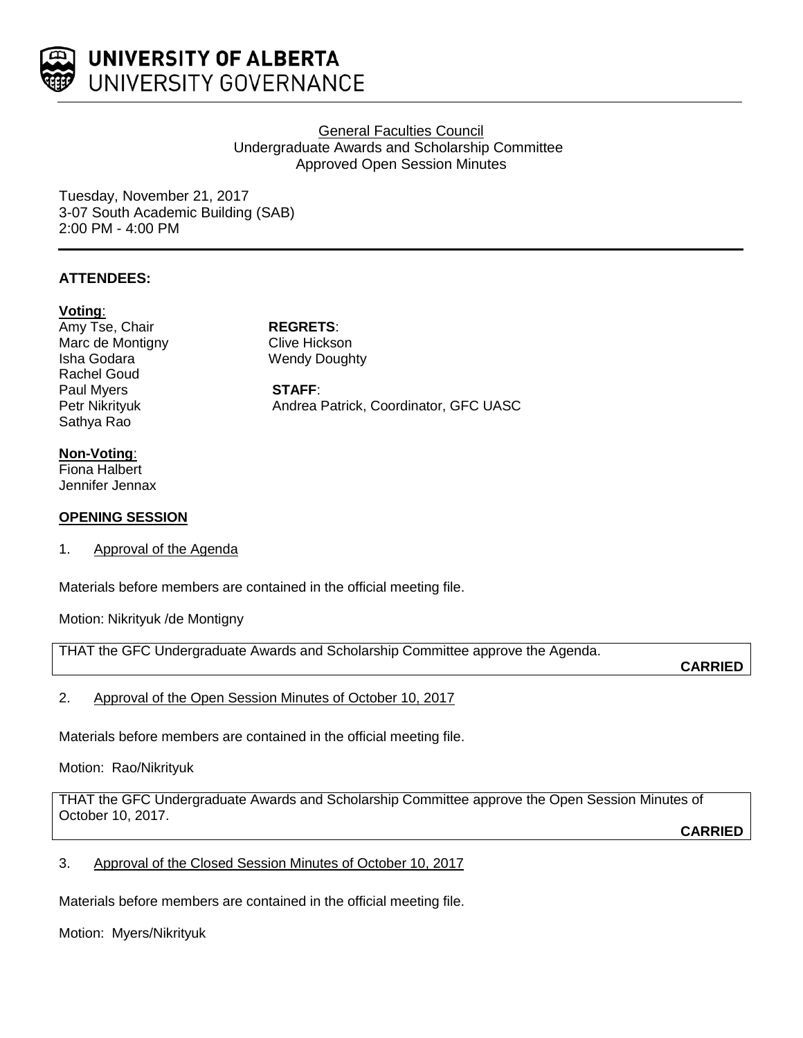**UNIVERSITY OF ALBERTA**
UNIVERSITY GOVERNANCE

General Faculties Council
Undergraduate Awards and Scholarship Committee
Approved Open Session Minutes

Tuesday, November 21, 2017
3-07 South Academic Building (SAB)
2:00 PM - 4:00 PM

## ATTENDEES:

**Voting**:
Amy Tse, Chair
Marc de Montigny
Isha Godara
Rachel Goud
Paul Myers
Petr Nikrityuk
Sathya Rao

**REGRETS**:
Clive Hickson
Wendy Doughty

**STAFF**:
Andrea Patrick, Coordinator, GFC UASC

**Non-Voting**:
Fiona Halbert
Jennifer Jennax

## OPENING SESSION

1. Approval of the Agenda

Materials before members are contained in the official meeting file.

Motion: Nikrityuk /de Montigny

THAT the GFC Undergraduate Awards and Scholarship Committee approve the Agenda.

**CARRIED**

2. Approval of the Open Session Minutes of October 10, 2017

Materials before members are contained in the official meeting file.

Motion: Rao/Nikrityuk

THAT the GFC Undergraduate Awards and Scholarship Committee approve the Open Session Minutes of October 10, 2017.

**CARRIED**

3. Approval of the Closed Session Minutes of October 10, 2017

Materials before members are contained in the official meeting file.

Motion: Myers/Nikrityuk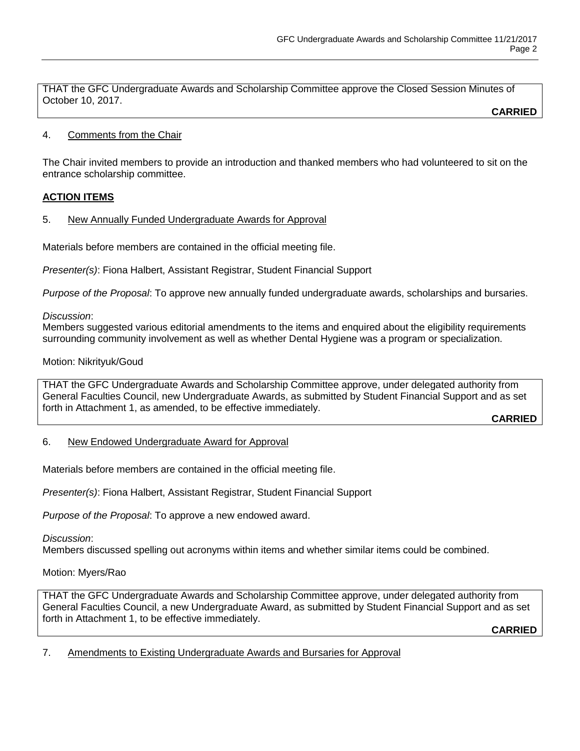THAT the GFC Undergraduate Awards and Scholarship Committee approve the Closed Session Minutes of October 10, 2017.

**CARRIED**

4. Comments from the Chair

The Chair invited members to provide an introduction and thanked members who had volunteered to sit on the entrance scholarship committee.

**ACTION ITEMS**

5. New Annually Funded Undergraduate Awards for Approval

Materials before members are contained in the official meeting file.

*Presenter(s)*: Fiona Halbert, Assistant Registrar, Student Financial Support

*Purpose of the Proposal*: To approve new annually funded undergraduate awards, scholarships and bursaries.

*Discussion*:
Members suggested various editorial amendments to the items and enquired about the eligibility requirements surrounding community involvement as well as whether Dental Hygiene was a program or specialization.

Motion: Nikrityuk/Goud

THAT the GFC Undergraduate Awards and Scholarship Committee approve, under delegated authority from General Faculties Council, new Undergraduate Awards, as submitted by Student Financial Support and as set forth in Attachment 1, as amended, to be effective immediately.

**CARRIED**

6. New Endowed Undergraduate Award for Approval

Materials before members are contained in the official meeting file.

*Presenter(s)*: Fiona Halbert, Assistant Registrar, Student Financial Support

*Purpose of the Proposal*: To approve a new endowed award.

*Discussion*:
Members discussed spelling out acronyms within items and whether similar items could be combined.

Motion: Myers/Rao

THAT the GFC Undergraduate Awards and Scholarship Committee approve, under delegated authority from General Faculties Council, a new Undergraduate Award, as submitted by Student Financial Support and as set forth in Attachment 1, to be effective immediately.

**CARRIED**

7. Amendments to Existing Undergraduate Awards and Bursaries for Approval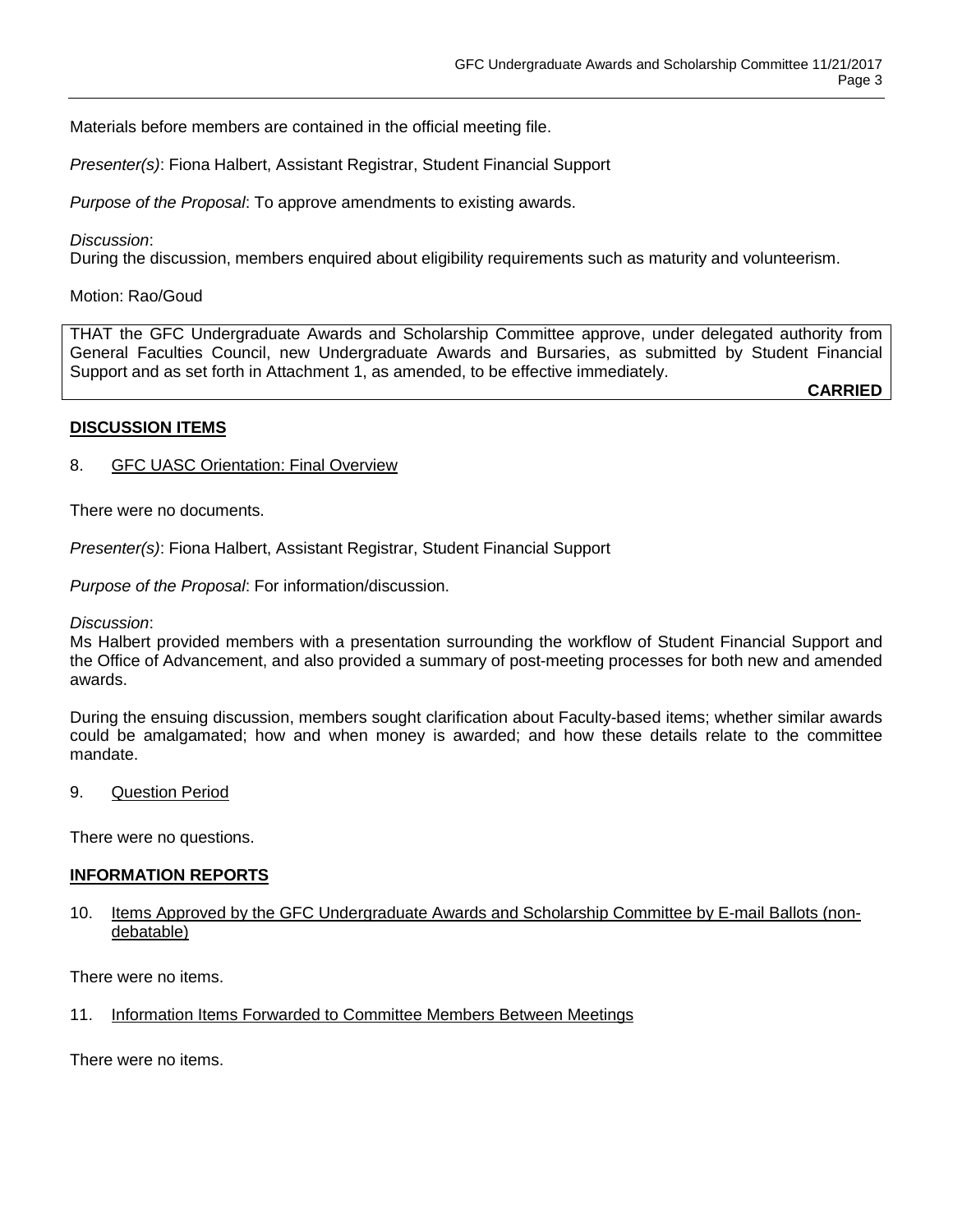Materials before members are contained in the official meeting file.

*Presenter(s)*: Fiona Halbert, Assistant Registrar, Student Financial Support

*Purpose of the Proposal*: To approve amendments to existing awards.

*Discussion*:
During the discussion, members enquired about eligibility requirements such as maturity and volunteerism.

Motion: Rao/Goud

THAT the GFC Undergraduate Awards and Scholarship Committee approve, under delegated authority from General Faculties Council, new Undergraduate Awards and Bursaries, as submitted by Student Financial Support and as set forth in Attachment 1, as amended, to be effective immediately.

**CARRIED**

## DISCUSSION ITEMS

8. GFC UASC Orientation: Final Overview

There were no documents.

*Presenter(s)*: Fiona Halbert, Assistant Registrar, Student Financial Support

*Purpose of the Proposal*: For information/discussion.

*Discussion*:
Ms Halbert provided members with a presentation surrounding the workflow of Student Financial Support and the Office of Advancement, and also provided a summary of post-meeting processes for both new and amended awards.

During the ensuing discussion, members sought clarification about Faculty-based items; whether similar awards could be amalgamated; how and when money is awarded; and how these details relate to the committee mandate.

9. Question Period

There were no questions.

## INFORMATION REPORTS

10. Items Approved by the GFC Undergraduate Awards and Scholarship Committee by E-mail Ballots (non-debatable)

There were no items.

11. Information Items Forwarded to Committee Members Between Meetings

There were no items.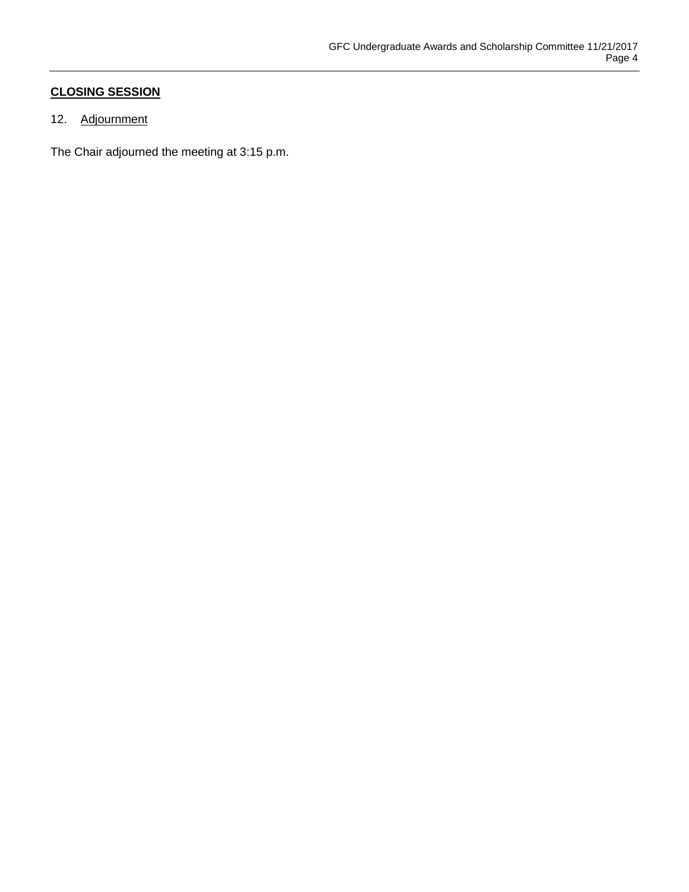**CLOSING SESSION**

12. Adjournment

The Chair adjourned the meeting at 3:15 p.m.